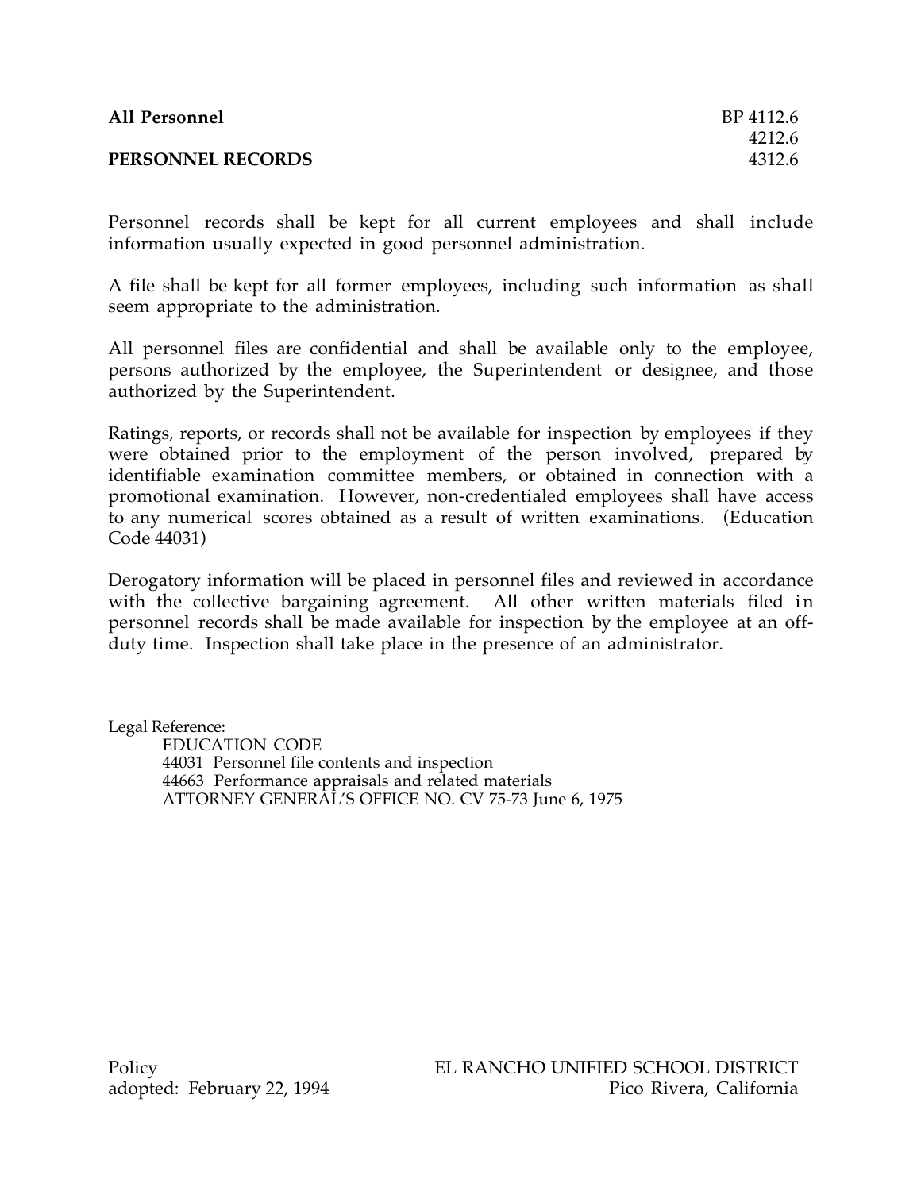**All Personnel** BP 4112.6
4212.6
**PERSONNEL RECORDS** 4312.6

Personnel records shall be kept for all current employees and shall include information usually expected in good personnel administration.

A file shall be kept for all former employees, including such information as shall seem appropriate to the administration.

All personnel files are confidential and shall be available only to the employee, persons authorized by the employee, the Superintendent or designee, and those authorized by the Superintendent.

Ratings, reports, or records shall not be available for inspection by employees if they were obtained prior to the employment of the person involved, prepared by identifiable examination committee members, or obtained in connection with a promotional examination. However, non-credentialed employees shall have access to any numerical scores obtained as a result of written examinations. (Education Code 44031)

Derogatory information will be placed in personnel files and reviewed in accordance with the collective bargaining agreement. All other written materials filed in personnel records shall be made available for inspection by the employee at an off-duty time. Inspection shall take place in the presence of an administrator.

Legal Reference:

EDUCATION CODE
44031 Personnel file contents and inspection
44663 Performance appraisals and related materials
ATTORNEY GENERAL'S OFFICE NO. CV 75-73 June 6, 1975

Policy
adopted: February 22, 1994

EL RANCHO UNIFIED SCHOOL DISTRICT
Pico Rivera, California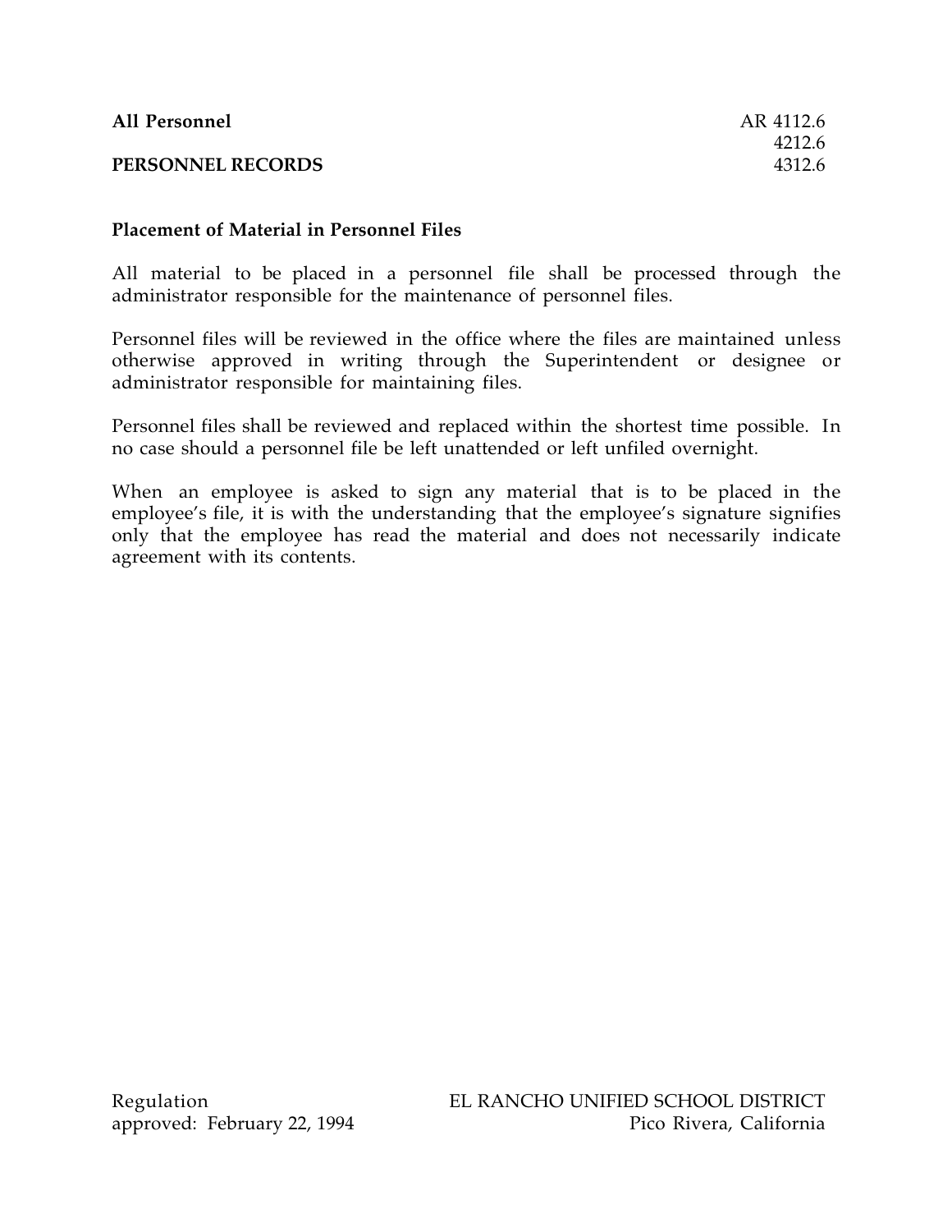**All Personnel** AR 4112.6
4212.6
**PERSONNEL RECORDS** 4312.6

### Placement of Material in Personnel Files

All material to be placed in a personnel file shall be processed through the administrator responsible for the maintenance of personnel files.

Personnel files will be reviewed in the office where the files are maintained unless otherwise approved in writing through the Superintendent or designee or administrator responsible for maintaining files.

Personnel files shall be reviewed and replaced within the shortest time possible. In no case should a personnel file be left unattended or left unfiled overnight.

When an employee is asked to sign any material that is to be placed in the employee's file, it is with the understanding that the employee's signature signifies only that the employee has read the material and does not necessarily indicate agreement with its contents.

Regulation
approved: February 22, 1994

EL RANCHO UNIFIED SCHOOL DISTRICT
Pico Rivera, California